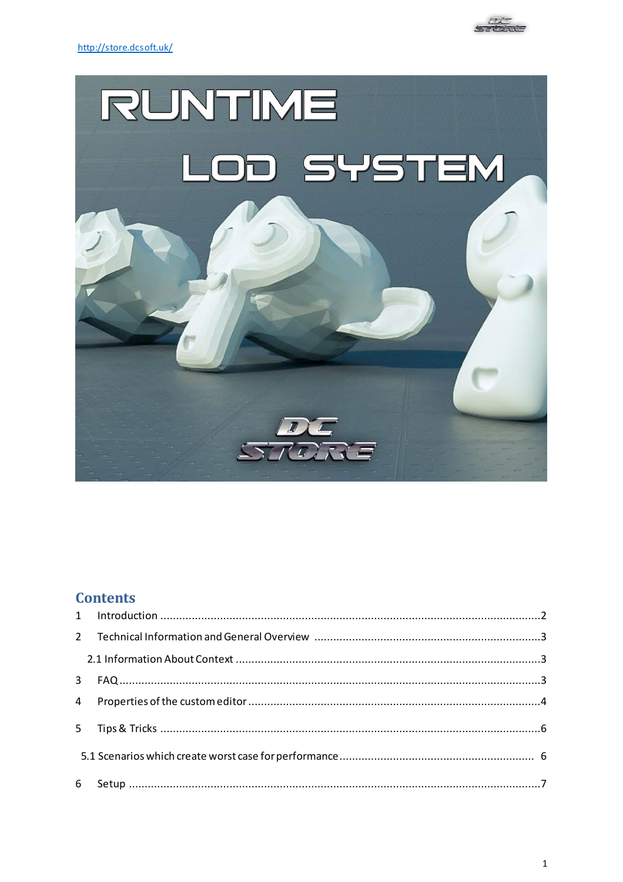http://store.dcsoft.uk/

# Contents

1 Introduction ........................................................................................................................2

2 Technical Information and General Overview .......................................................................3

2.1 Information About Context ................................................................................................3

3 FAQ.....................................................................................................................................3

4 Properties of the custom editor ............................................................................................4

5 Tips & Tricks ........................................................................................................................6

5.1 Scenarios which create worst case for performance ............................................................. 6

6 Setup ...................................................................................................................................7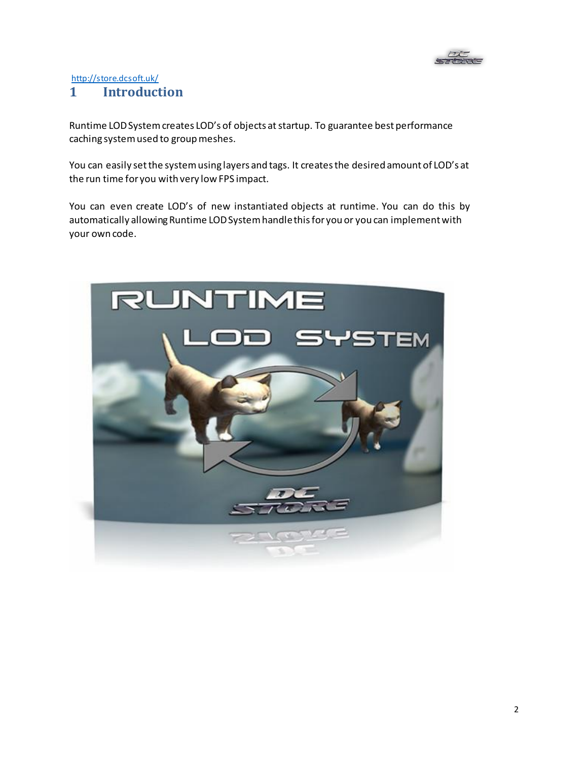http://store.dcsoft.uk/

# 1 Introduction

Runtime LOD System creates LOD's of objects at startup. To guarantee best performance caching system used to group meshes.

You can easily set the system using layers and tags. It creates the desired amount of LOD's at the run time for you with very low FPS impact.

You can even create LOD's of new instantiated objects at runtime. You can do this by automatically allowing Runtime LOD System handle this for you or you can implement with your own code.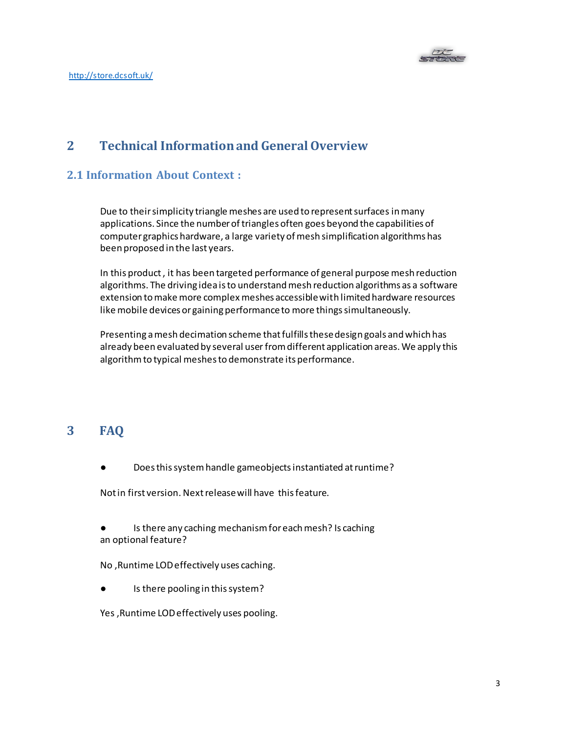http://store.dcsoft.uk/

# 2 Technical Information and General Overview

## 2.1 Information About Context :

Due to their simplicity triangle meshes are used to represent surfaces in many applications. Since the number of triangles often goes beyond the capabilities of computer graphics hardware, a large variety of mesh simplification algorithms has been proposed in the last years.

In this product , it has been targeted performance of general purpose mesh reduction algorithms. The driving idea is to understand mesh reduction algorithms as a software extension to make more complex meshes accessible with limited hardware resources like mobile devices or gaining performance to more things simultaneously.

Presenting a mesh decimation scheme that fulfills these design goals and which has already been evaluated by several user from different application areas. We apply this algorithm to typical meshes to demonstrate its performance.

# 3 FAQ

- Does this system handle gameobjects instantiated at runtime?

Not in first version. Next release will have this feature.

- Is there any caching mechanism for each mesh? Is caching an optional feature?

No ,Runtime LOD effectively uses caching.

- Is there pooling in this system?

Yes ,Runtime LOD effectively uses pooling.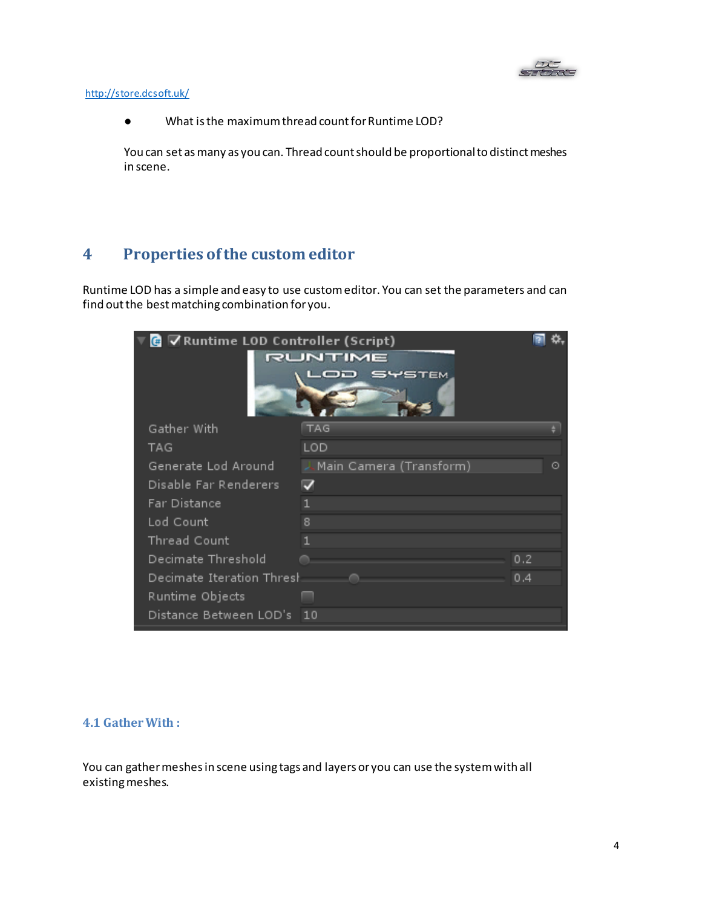http://store.dcsoft.uk/

- What is the maximum thread count for Runtime LOD?

You can set as many as you can. Thread count should be proportional to distinct meshes in scene.

# 4 Properties of the custom editor

Runtime LOD has a simple and easy to use custom editor. You can set the parameters and can find out the best matching combination for you.

## 4.1 Gather With :

You can gather meshes in scene using tags and layers or you can use the system with all existing meshes.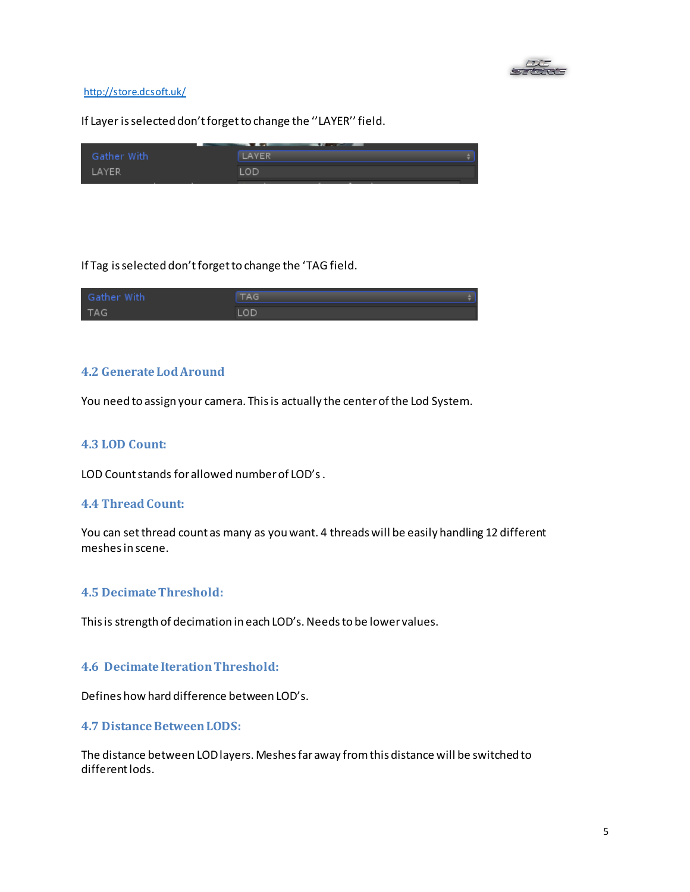http://store.dcsoft.uk/

If Layer is selected don't forget to change the ''LAYER'' field.

| | |
|---|---|
| Gather With | LAYER |
| LAYER | LOD |

If Tag is selected don't forget to change the 'TAG field.

| | |
|---|---|
| Gather With | TAG |
| TAG | LOD |

### 4.2 Generate Lod Around

You need to assign your camera. This is actually the center of the Lod System.

### 4.3 LOD Count:

LOD Count stands for allowed number of LOD's .

### 4.4 Thread Count:

You can set thread count as many as you want. 4 threads will be easily handling 12 different meshes in scene.

### 4.5 Decimate Threshold:

This is strength of decimation in each LOD's. Needs to be lower values.

### 4.6 Decimate Iteration Threshold:

Defines how hard difference between LOD's.

### 4.7 Distance Between LODS:

The distance between LOD layers. Meshes far away from this distance will be switched to different lods.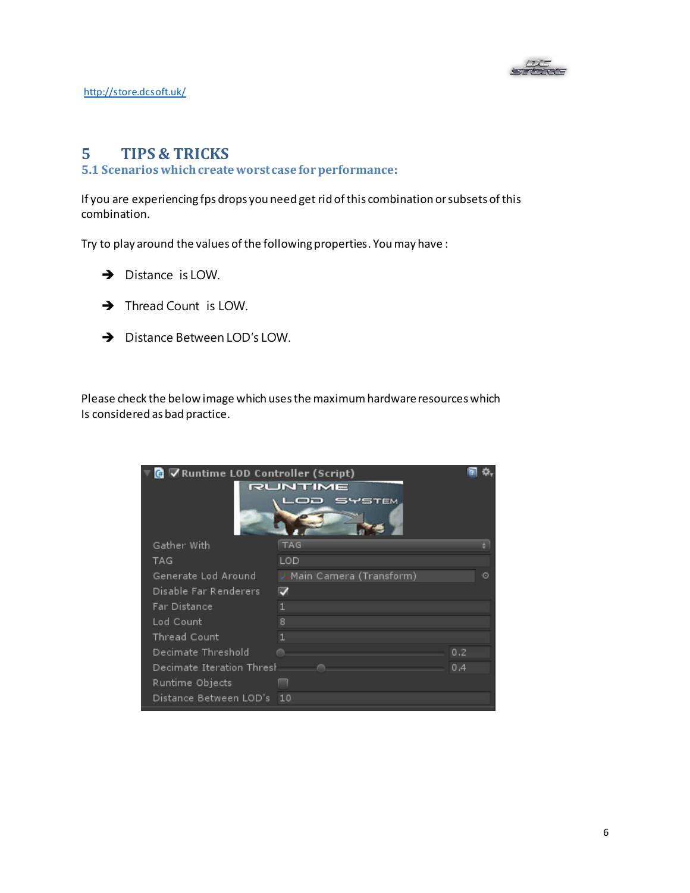# 5 TIPS & TRICKS

## 5.1 Scenarios which create worst case for performance:

If you are experiencing fps drops you need get rid of this combination or subsets of this combination.

Try to play around the values of the following properties. You may have :

- ➔ Distance is LOW.
- ➔ Thread Count is LOW.
- ➔ Distance Between LOD's LOW.

Please check the below image which uses the maximum hardware resources which
Is considered as bad practice.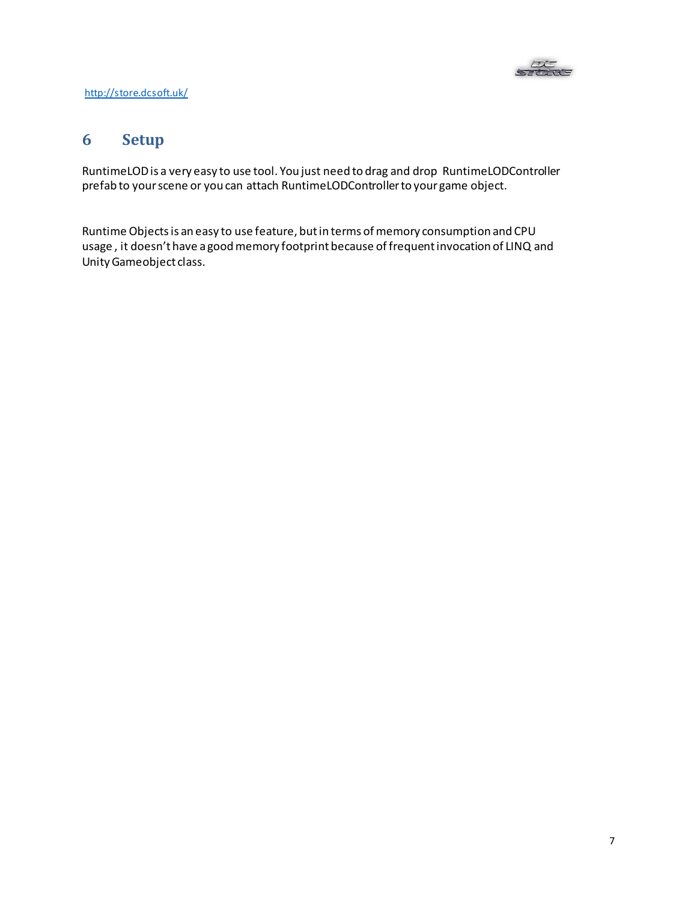http://store.dcsoft.uk/

# 6 Setup

RuntimeLOD is a very easy to use tool. You just need to drag and drop RuntimeLODController prefab to your scene or you can attach RuntimeLODController to your game object.

Runtime Objects is an easy to use feature, but in terms of memory consumption and CPU usage , it doesn't have a good memory footprint because of frequent invocation of LINQ and Unity Gameobject class.